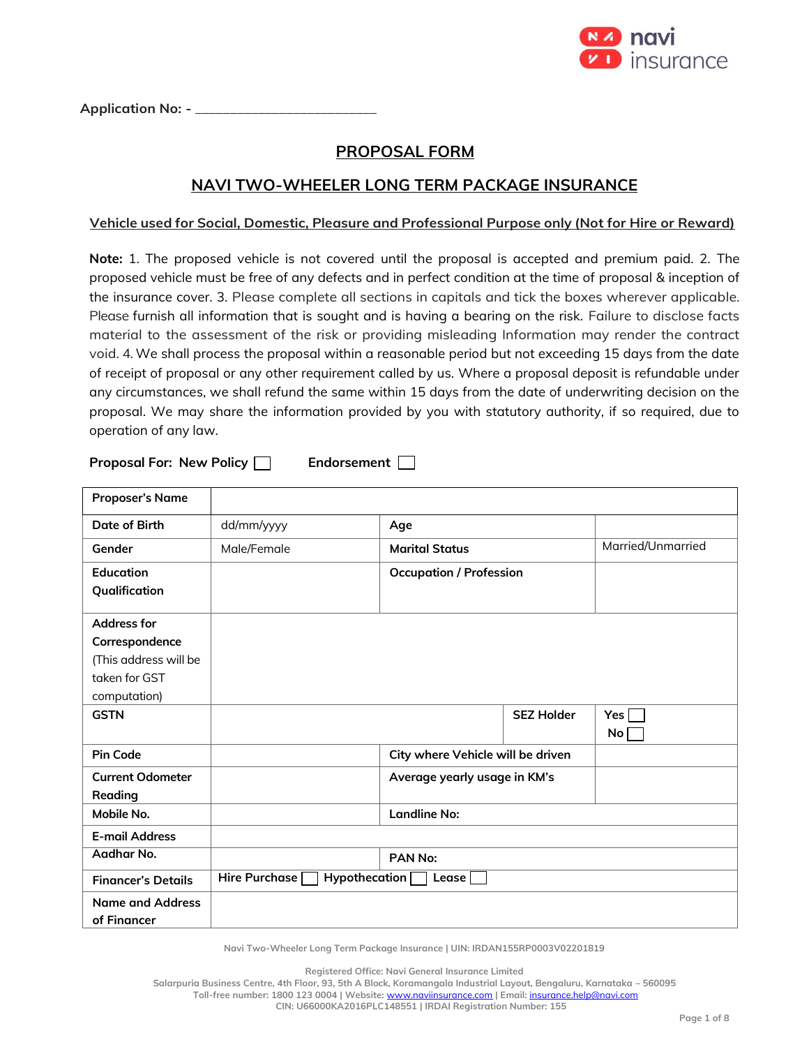Application No: - ________________________

## PROPOSAL FORM

## NAVI TWO-WHEELER LONG TERM PACKAGE INSURANCE

**Vehicle used for Social, Domestic, Pleasure and Professional Purpose only (Not for Hire or Reward)**

**Note:** 1. The proposed vehicle is not covered until the proposal is accepted and premium paid. 2. The proposed vehicle must be free of any defects and in perfect condition at the time of proposal & inception of the insurance cover. 3. Please complete all sections in capitals and tick the boxes wherever applicable. Please furnish all information that is sought and is having a bearing on the risk. Failure to disclose facts material to the assessment of the risk or providing misleading Information may render the contract void. 4. We shall process the proposal within a reasonable period but not exceeding 15 days from the date of receipt of proposal or any other requirement called by us. Where a proposal deposit is refundable under any circumstances, we shall refund the same within 15 days from the date of underwriting decision on the proposal. We may share the information provided by you with statutory authority, if so required, due to operation of any law.

**Proposal For:** New Policy ☐ Endorsement ☐

| | | | |
|---|---|---|---|
| **Proposer's Name** | | | |
| **Date of Birth** | dd/mm/yyyy | **Age** | |
| **Gender** | Male/Female | **Marital Status** | Married/Unmarried |
| **Education Qualification** | | **Occupation / Profession** | |
| **Address for Correspondence** (This address will be taken for GST computation) | | | |
| **GSTN** | | **SEZ Holder** | **Yes** ☐ **No** ☐ |
| **Pin Code** | | **City where Vehicle will be driven** | |
| **Current Odometer Reading** | | **Average yearly usage in KM's** | |
| **Mobile No.** | | **Landline No:** | |
| **E-mail Address** | | | |
| **Aadhar No.** | | **PAN No:** | |
| **Financer's Details** | Hire Purchase ☐ Hypothecation ☐ Lease ☐ | | |
| **Name and Address of Financer** | | | |

Navi Two-Wheeler Long Term Package Insurance | UIN: IRDAN155RP0003V02201819

Registered Office: Navi General Insurance Limited
Salarpuria Business Centre, 4th Floor, 93, 5th A Block, Koramangala Industrial Layout, Bengaluru, Karnataka – 560095
Toll-free number: 1800 123 0004 | Website: www.naviinsurance.com | Email: insurance.help@navi.com
CIN: U66000KA2016PLC148551 | IRDAI Registration Number: 155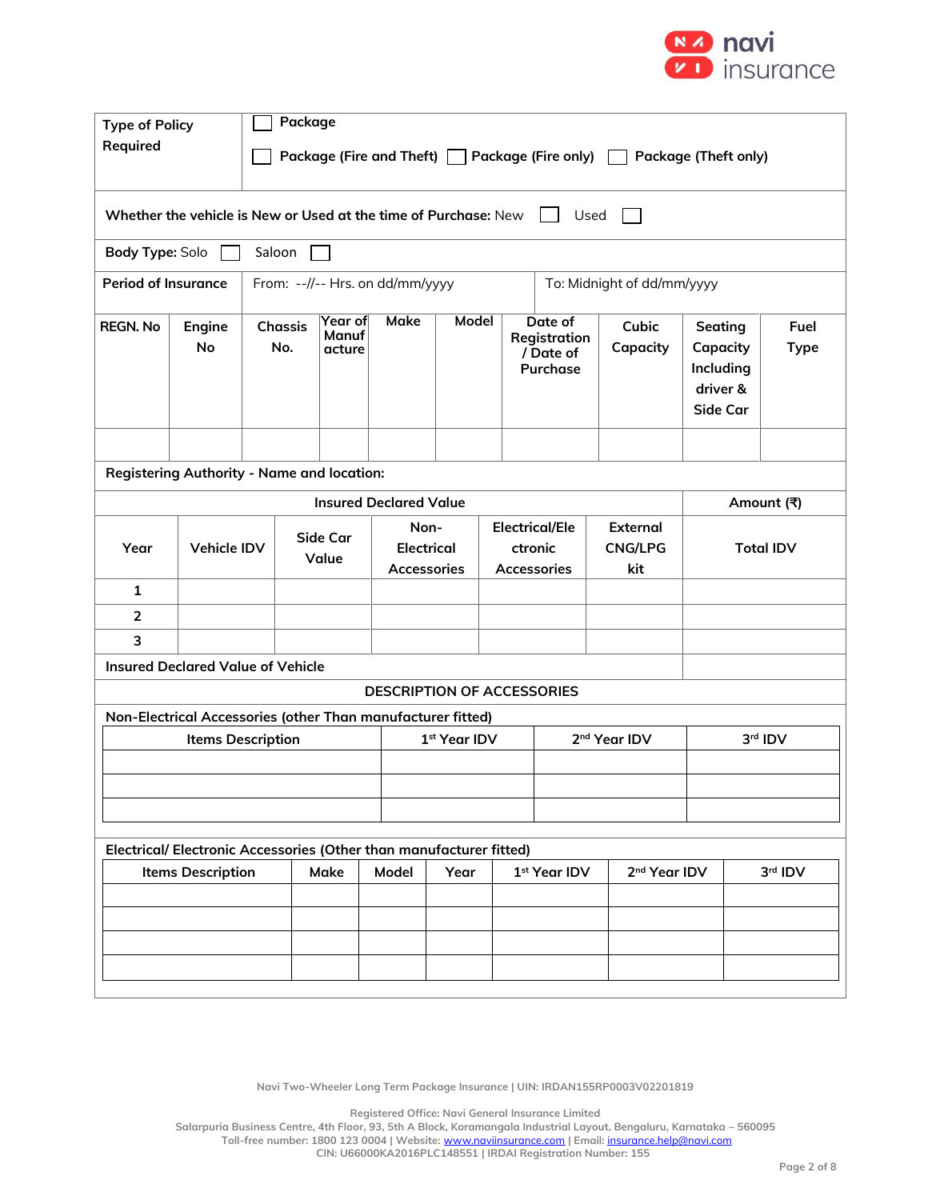| Type of Policy Required | ☐ Package<br>☐ Package (Fire and Theft) ☐ Package (Fire only) ☐ Package (Theft only) |
|---|---|

**Whether the vehicle is New or Used at the time of Purchase:** New ☐ Used ☐

**Body Type:** Solo ☐ Saloon ☐

| Period of Insurance | From: --//-- Hrs. on dd/mm/yyyy | To: Midnight of dd/mm/yyyy |
|---|---|---|

| REGN. No | Engine No | Chassis No. | Year of Manufacture | Make | Model | Date of Registration / Date of Purchase | Cubic Capacity | Seating Capacity Including driver & Side Car | Fuel Type |
|---|---|---|---|---|---|---|---|---|---|
| | | | | | | | | | |

**Registering Authority - Name and location:**

| Insured Declared Value | | | | | | Amount (₹) |
|---|---|---|---|---|---|---|
| Year | Vehicle IDV | Side Car Value | Non-Electrical Accessories | Electrical/Electronic Accessories | External CNG/LPG kit | Total IDV |
| 1 | | | | | | |
| 2 | | | | | | |
| 3 | | | | | | |
| Insured Declared Value of Vehicle | | | | | | |

**DESCRIPTION OF ACCESSORIES**

**Non-Electrical Accessories (other Than manufacturer fitted)**

| Items Description | 1st Year IDV | 2nd Year IDV | 3rd IDV |
|---|---|---|---|
| | | | |
| | | | |
| | | | |

**Electrical/ Electronic Accessories (Other than manufacturer fitted)**

| Items Description | Make | Model | Year | 1st Year IDV | 2nd Year IDV | 3rd IDV |
|---|---|---|---|---|---|---|
| | | | | | | |
| | | | | | | |
| | | | | | | |
| | | | | | | |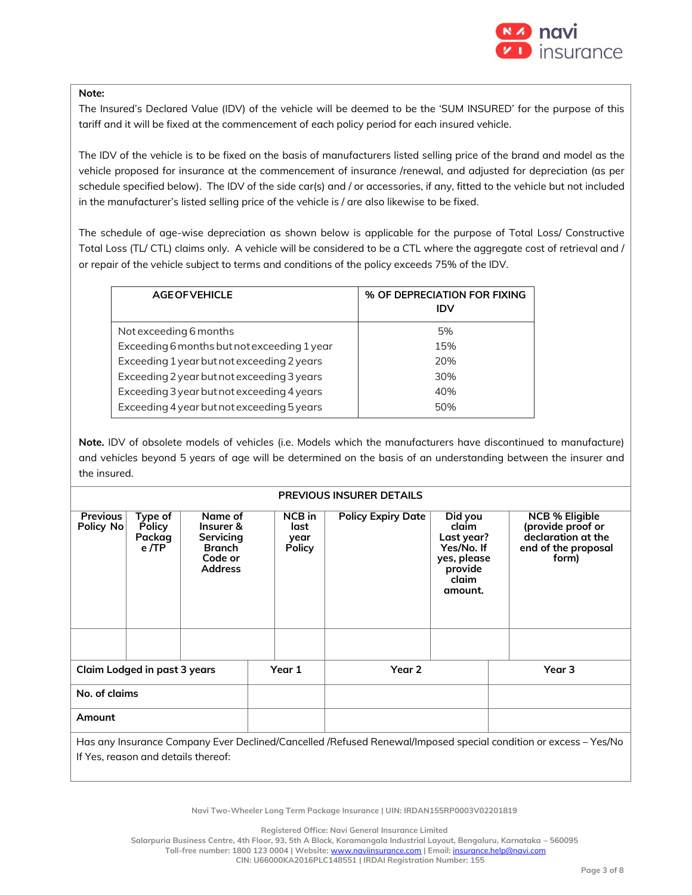**Note:**

The Insured's Declared Value (IDV) of the vehicle will be deemed to be the 'SUM INSURED' for the purpose of this tariff and it will be fixed at the commencement of each policy period for each insured vehicle.

The IDV of the vehicle is to be fixed on the basis of manufacturers listed selling price of the brand and model as the vehicle proposed for insurance at the commencement of insurance /renewal, and adjusted for depreciation (as per schedule specified below). The IDV of the side car(s) and / or accessories, if any, fitted to the vehicle but not included in the manufacturer's listed selling price of the vehicle is / are also likewise to be fixed.

The schedule of age-wise depreciation as shown below is applicable for the purpose of Total Loss/ Constructive Total Loss (TL/ CTL) claims only. A vehicle will be considered to be a CTL where the aggregate cost of retrieval and / or repair of the vehicle subject to terms and conditions of the policy exceeds 75% of the IDV.

| AGE OF VEHICLE | % OF DEPRECIATION FOR FIXING IDV |
|---|---|
| Not exceeding 6 months | 5% |
| Exceeding 6 months but not exceeding 1 year | 15% |
| Exceeding 1 year but not exceeding 2 years | 20% |
| Exceeding 2 year but not exceeding 3 years | 30% |
| Exceeding 3 year but not exceeding 4 years | 40% |
| Exceeding 4 year but not exceeding 5 years | 50% |

**Note.** IDV of obsolete models of vehicles (i.e. Models which the manufacturers have discontinued to manufacture) and vehicles beyond 5 years of age will be determined on the basis of an understanding between the insurer and the insured.

**PREVIOUS INSURER DETAILS**

| Previous Policy No | Type of Policy Package /TP | Name of Insurer & Servicing Branch Code or Address | NCB in last year Policy | Policy Expiry Date | Did you claim Last year? Yes/No. If yes, please provide claim amount. | NCB % Eligible (provide proof or declaration at the end of the proposal form) |
|---|---|---|---|---|---|---|
| | | | | | | |

| Claim Lodged in past 3 years | Year 1 | Year 2 | Year 3 |
|---|---|---|---|
| No. of claims | | | |
| Amount | | | |

Has any Insurance Company Ever Declined/Cancelled /Refused Renewal/Imposed special condition or excess – Yes/No
If Yes, reason and details thereof:

Navi Two-Wheeler Long Term Package Insurance | UIN: IRDAN155RP0003V02201819

Registered Office: Navi General Insurance Limited
Salarpuria Business Centre, 4th Floor, 93, 5th A Block, Koramangala Industrial Layout, Bengaluru, Karnataka – 560095
Toll-free number: 1800 123 0004 | Website: www.naviinsurance.com | Email: insurance.help@navi.com
CIN: U66000KA2016PLC148551 | IRDAI Registration Number: 155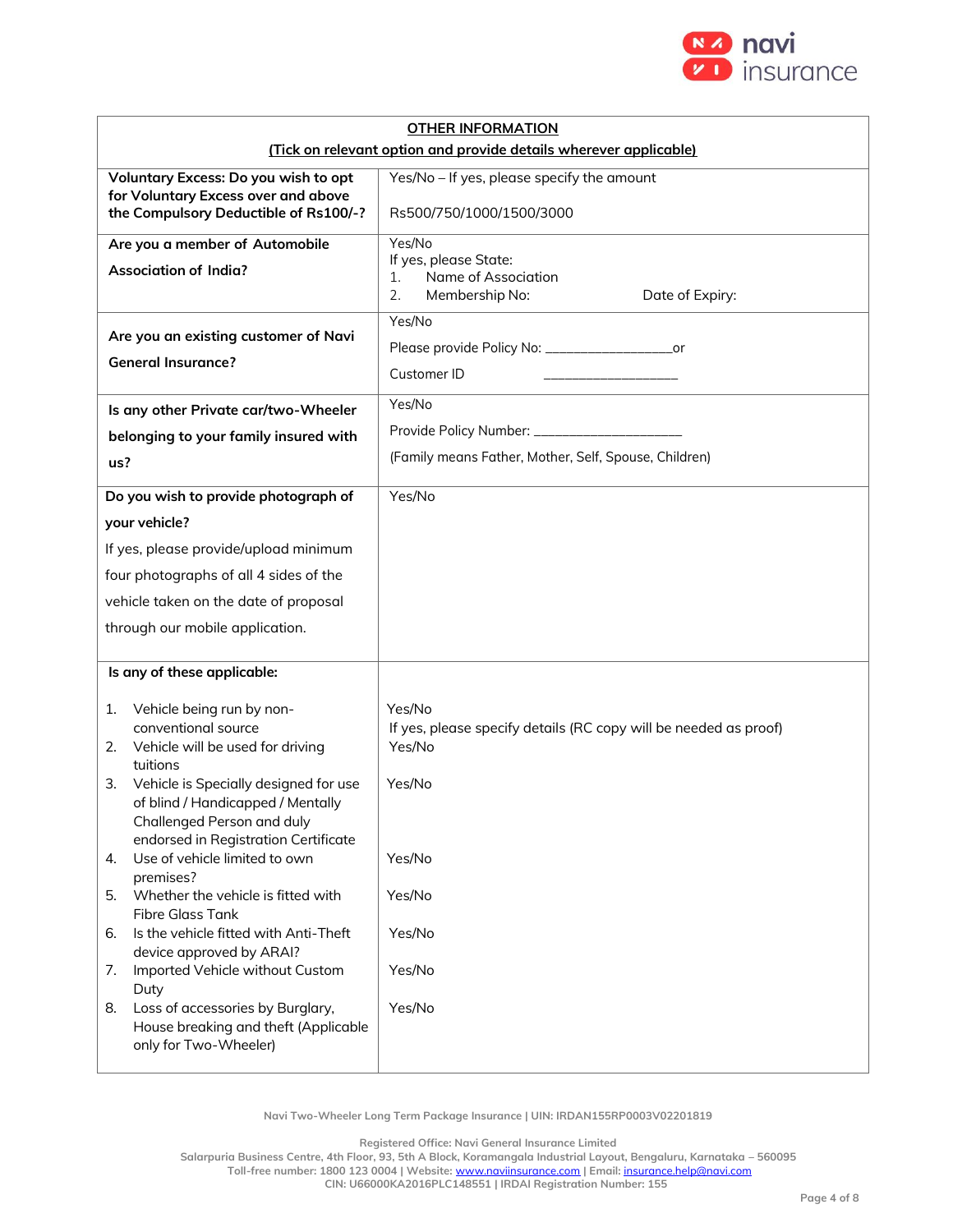| **OTHER INFORMATION** (Tick on relevant option and provide details wherever applicable) | |
|---|---|
| **Voluntary Excess: Do you wish to opt for Voluntary Excess over and above the Compulsory Deductible of Rs100/-?** | Yes/No – If yes, please specify the amount<br><br>Rs500/750/1000/1500/3000 |
| **Are you a member of Automobile Association of India?** | Yes/No<br>If yes, please State:<br>1. Name of Association<br>2. Membership No: Date of Expiry: |
| **Are you an existing customer of Navi General Insurance?** | Yes/No<br>Please provide Policy No: _________________or<br>Customer ID ___________________ |
| **Is any other Private car/two-Wheeler belonging to your family insured with us?** | Yes/No<br>Provide Policy Number: _____________________<br>(Family means Father, Mother, Self, Spouse, Children) |
| **Do you wish to provide photograph of your vehicle?**<br>If yes, please provide/upload minimum four photographs of all 4 sides of the vehicle taken on the date of proposal through our mobile application. | Yes/No |
| **Is any of these applicable:** | |
| 1. Vehicle being run by non-conventional source | Yes/No<br>If yes, please specify details (RC copy will be needed as proof) |
| 2. Vehicle will be used for driving tuitions | Yes/No |
| 3. Vehicle is Specially designed for use of blind / Handicapped / Mentally Challenged Person and duly endorsed in Registration Certificate | Yes/No |
| 4. Use of vehicle limited to own premises? | Yes/No |
| 5. Whether the vehicle is fitted with Fibre Glass Tank | Yes/No |
| 6. Is the vehicle fitted with Anti-Theft device approved by ARAI? | Yes/No |
| 7. Imported Vehicle without Custom Duty | Yes/No |
| 8. Loss of accessories by Burglary, House breaking and theft (Applicable only for Two-Wheeler) | Yes/No |

Navi Two-Wheeler Long Term Package Insurance | UIN: IRDAN155RP0003V02201819

Registered Office: Navi General Insurance Limited
Salarpuria Business Centre, 4th Floor, 93, 5th A Block, Koramangala Industrial Layout, Bengaluru, Karnataka – 560095
Toll-free number: 1800 123 0004 | Website: www.naviinsurance.com | Email: insurance.help@navi.com
CIN: U66000KA2016PLC148551 | IRDAI Registration Number: 155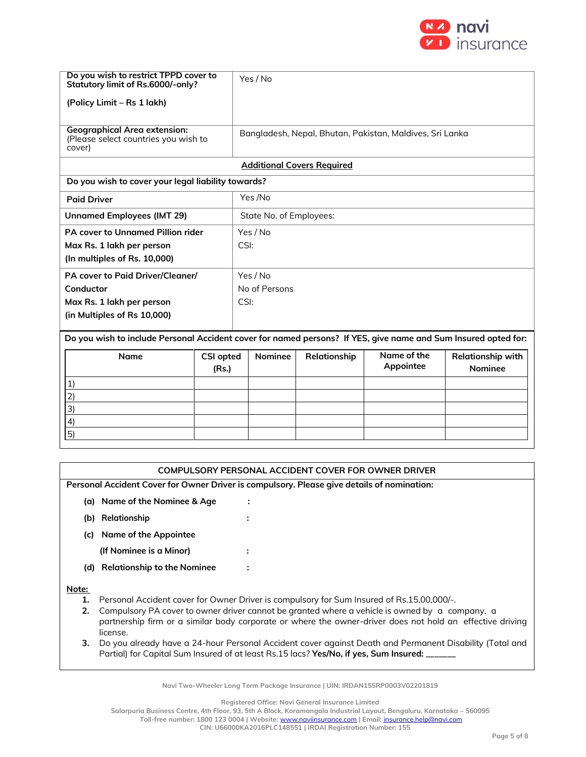| Do you wish to restrict TPPD cover to Statutory limit of Rs.6000/-only?<br><br>(Policy Limit – Rs 1 lakh) | Yes / No |
|---|---|
| Geographical Area extension:<br>(Please select countries you wish to cover) | Bangladesh, Nepal, Bhutan, Pakistan, Maldives, Sri Lanka |

**Additional Covers Required**

**Do you wish to cover your legal liability towards?**

| | |
|---|---|
| **Paid Driver** | Yes /No |
| **Unnamed Employees (IMT 29)** | State No. of Employees: |
| **PA cover to Unnamed Pillion rider**<br>**Max Rs. 1 lakh per person**<br>**(In multiples of Rs. 10,000)** | Yes / No<br>CSI: |
| **PA cover to Paid Driver/Cleaner/ Conductor**<br>**Max Rs. 1 lakh per person**<br>**(in Multiples of Rs 10,000)** | Yes / No<br>No of Persons<br>CSI: |

**Do you wish to include Personal Accident cover for named persons? If YES, give name and Sum Insured opted for:**

| Name | CSI opted (Rs.) | Nominee | Relationship | Name of the Appointee | Relationship with Nominee |
|---|---|---|---|---|---|
| 1) | | | | | |
| 2) | | | | | |
| 3) | | | | | |
| 4) | | | | | |
| 5) | | | | | |

## COMPULSORY PERSONAL ACCIDENT COVER FOR OWNER DRIVER

**Personal Accident Cover for Owner Driver is compulsory. Please give details of nomination:**

**(a) Name of the Nominee & Age** :

**(b) Relationship** :

**(c) Name of the Appointee**
**(If Nominee is a Minor)** :

**(d) Relationship to the Nominee** :

**Note:**

1. Personal Accident cover for Owner Driver is compulsory for Sum Insured of Rs.15,00,000/-.
2. Compulsory PA cover to owner driver cannot be granted where a vehicle is owned by a company, a partnership firm or a similar body corporate or where the owner-driver does not hold an effective driving license.
3. Do you already have a 24-hour Personal Accident cover against Death and Permanent Disability (Total and Partial) for Capital Sum Insured of at least Rs.15 lacs? **Yes/No, if yes, Sum Insured: ______**

Navi Two-Wheeler Long Term Package Insurance | UIN: IRDAN155RP0003V02201819

Registered Office: Navi General Insurance Limited
Salarpuria Business Centre, 4th Floor, 93, 5th A Block, Koramangala Industrial Layout, Bengaluru, Karnataka – 560095
Toll-free number: 1800 123 0004 | Website: www.naviinsurance.com | Email: insurance.help@navi.com
CIN: U66000KA2016PLC148551 | IRDAI Registration Number: 155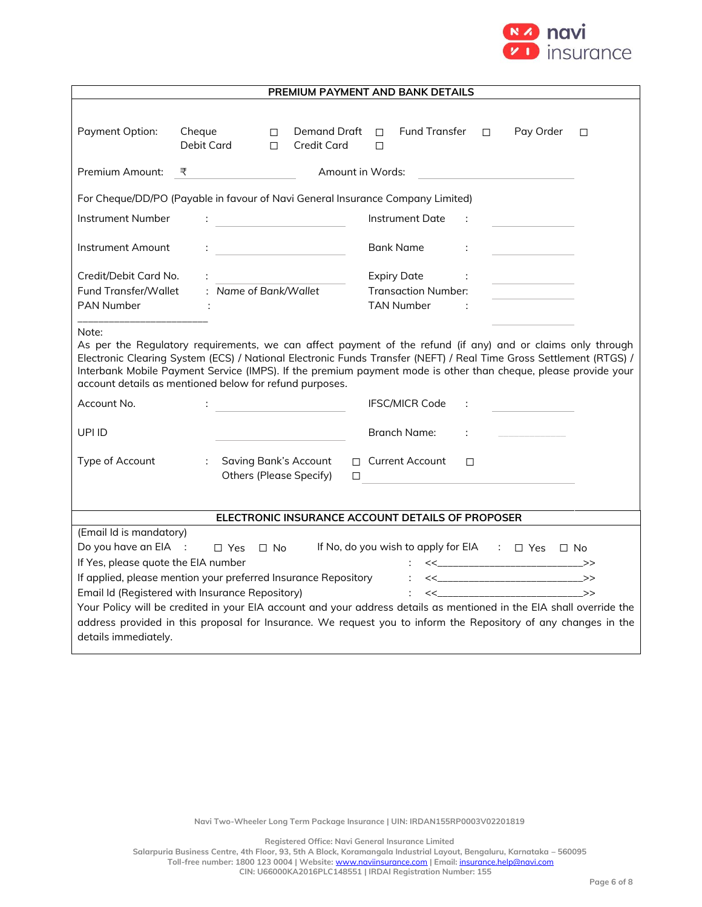## PREMIUM PAYMENT AND BANK DETAILS

Payment Option: Cheque ☐ Demand Draft ☐ Fund Transfer ☐ Pay Order ☐ Debit Card ☐ Credit Card ☐

Premium Amount: ₹ ____________________ Amount in Words: ____________________

For Cheque/DD/PO (Payable in favour of Navi General Insurance Company Limited)

Instrument Number : ____________________ Instrument Date : ____________________

Instrument Amount : ____________________ Bank Name : ____________________

Credit/Debit Card No. : ____________________ Expiry Date : ____________________

Fund Transfer/Wallet : *Name of Bank/Wallet* Transaction Number: ____________________

PAN Number : ____________________ TAN Number : ____________________

Note:
As per the Regulatory requirements, we can affect payment of the refund (if any) and or claims only through Electronic Clearing System (ECS) / National Electronic Funds Transfer (NEFT) / Real Time Gross Settlement (RTGS) / Interbank Mobile Payment Service (IMPS). If the premium payment mode is other than cheque, please provide your account details as mentioned below for refund purposes.

Account No. : ____________________ IFSC/MICR Code : ____________________

UPI ID ____________________ Branch Name: : ____________________

Type of Account : Saving Bank's Account ☐ Current Account ☐ Others (Please Specify) ☐ ____________________

## ELECTRONIC INSURANCE ACCOUNT DETAILS OF PROPOSER

(Email Id is mandatory)

Do you have an EIA : ☐ Yes ☐ No If No, do you wish to apply for EIA : ☐ Yes ☐ No

If Yes, please quote the EIA number : <<____________________>>

If applied, please mention your preferred Insurance Repository : <<____________________>>

Email Id (Registered with Insurance Repository) : <<____________________>>

Your Policy will be credited in your EIA account and your address details as mentioned in the EIA shall override the address provided in this proposal for Insurance. We request you to inform the Repository of any changes in the details immediately.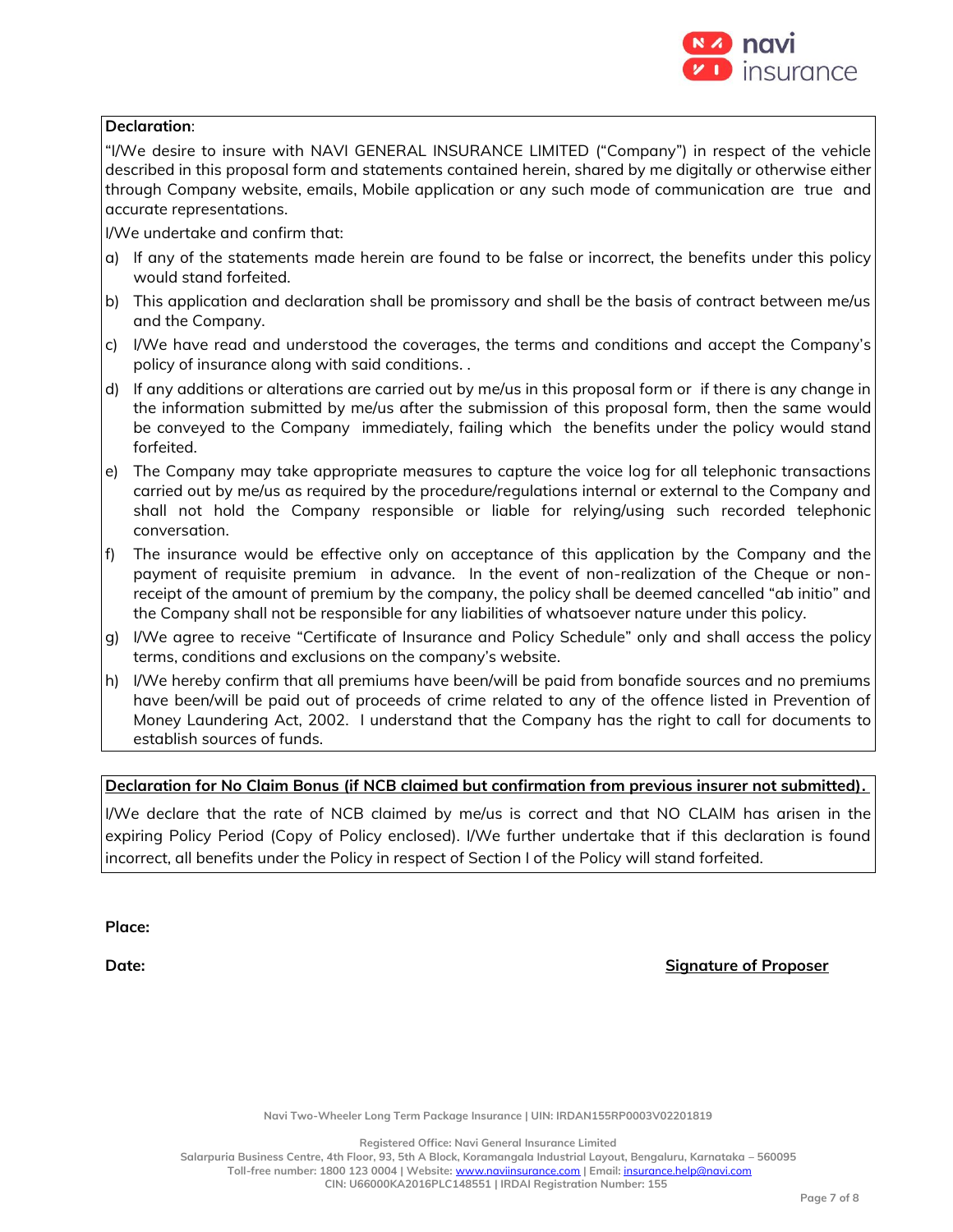**Declaration**:

"I/We desire to insure with NAVI GENERAL INSURANCE LIMITED ("Company") in respect of the vehicle described in this proposal form and statements contained herein, shared by me digitally or otherwise either through Company website, emails, Mobile application or any such mode of communication are true and accurate representations.

I/We undertake and confirm that:

a) If any of the statements made herein are found to be false or incorrect, the benefits under this policy would stand forfeited.
b) This application and declaration shall be promissory and shall be the basis of contract between me/us and the Company.
c) I/We have read and understood the coverages, the terms and conditions and accept the Company's policy of insurance along with said conditions. .
d) If any additions or alterations are carried out by me/us in this proposal form or if there is any change in the information submitted by me/us after the submission of this proposal form, then the same would be conveyed to the Company immediately, failing which the benefits under the policy would stand forfeited.
e) The Company may take appropriate measures to capture the voice log for all telephonic transactions carried out by me/us as required by the procedure/regulations internal or external to the Company and shall not hold the Company responsible or liable for relying/using such recorded telephonic conversation.
f) The insurance would be effective only on acceptance of this application by the Company and the payment of requisite premium in advance. In the event of non-realization of the Cheque or non-receipt of the amount of premium by the company, the policy shall be deemed cancelled "ab initio" and the Company shall not be responsible for any liabilities of whatsoever nature under this policy.
g) I/We agree to receive "Certificate of Insurance and Policy Schedule" only and shall access the policy terms, conditions and exclusions on the company's website.
h) I/We hereby confirm that all premiums have been/will be paid from bonafide sources and no premiums have been/will be paid out of proceeds of crime related to any of the offence listed in Prevention of Money Laundering Act, 2002. I understand that the Company has the right to call for documents to establish sources of funds.

**Declaration for No Claim Bonus (if NCB claimed but confirmation from previous insurer not submitted).**

I/We declare that the rate of NCB claimed by me/us is correct and that NO CLAIM has arisen in the expiring Policy Period (Copy of Policy enclosed). I/We further undertake that if this declaration is found incorrect, all benefits under the Policy in respect of Section I of the Policy will stand forfeited.

**Place:**

**Date:** **Signature of Proposer**

Navi Two-Wheeler Long Term Package Insurance | UIN: IRDAN155RP0003V02201819

Registered Office: Navi General Insurance Limited
Salarpuria Business Centre, 4th Floor, 93, 5th A Block, Koramangala Industrial Layout, Bengaluru, Karnataka – 560095
Toll-free number: 1800 123 0004 | Website: www.naviinsurance.com | Email: insurance.help@navi.com
CIN: U66000KA2016PLC148551 | IRDAI Registration Number: 155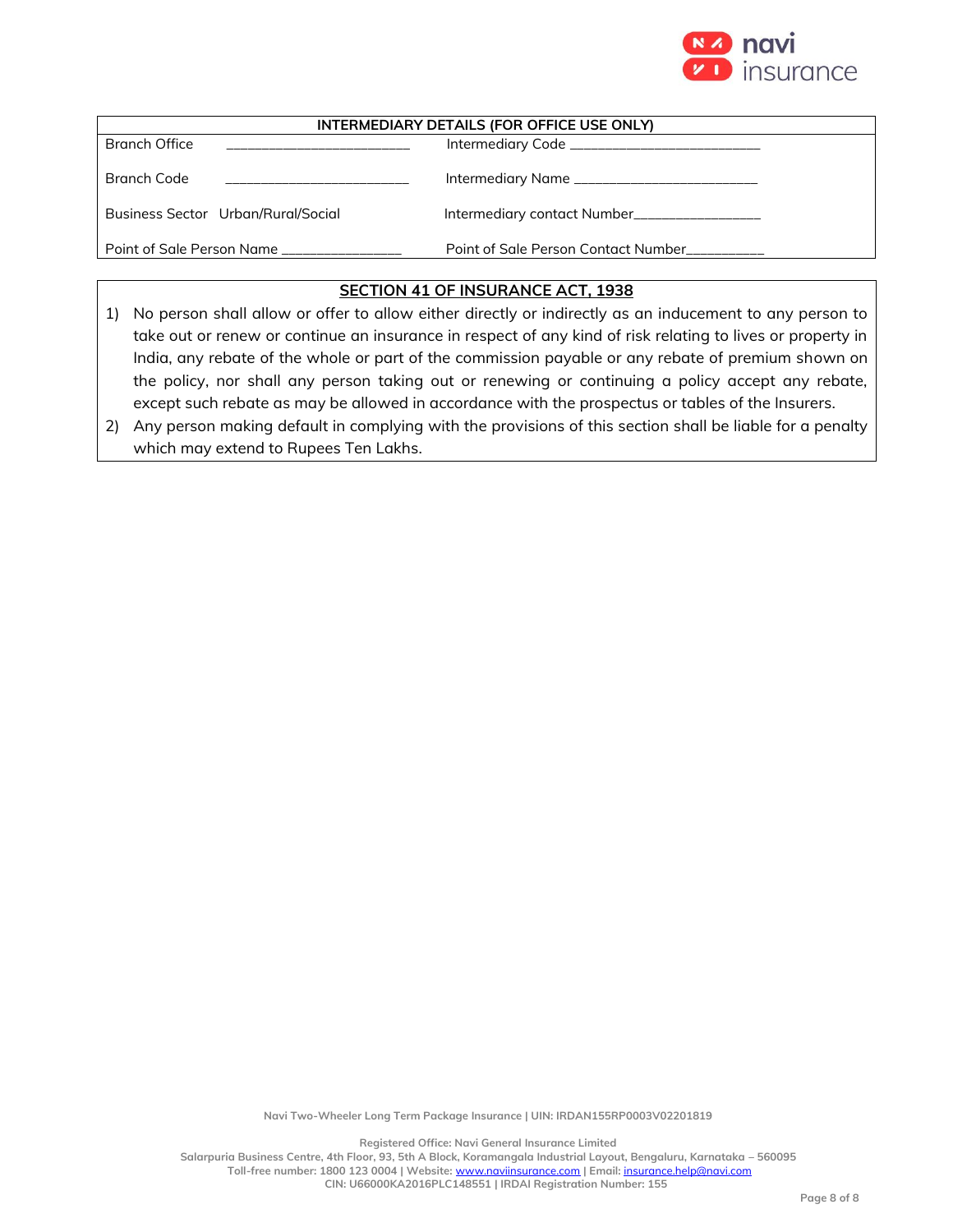**INTERMEDIARY DETAILS (FOR OFFICE USE ONLY)**

| | |
|---|---|
| Branch Office ________________________ | Intermediary Code ________________________ |
| Branch Code ________________________ | Intermediary Name ________________________ |
| Business Sector Urban/Rural/Social | Intermediary contact Number________________ |
| Point of Sale Person Name ________________ | Point of Sale Person Contact Number__________ |

## SECTION 41 OF INSURANCE ACT, 1938

1) No person shall allow or offer to allow either directly or indirectly as an inducement to any person to take out or renew or continue an insurance in respect of any kind of risk relating to lives or property in India, any rebate of the whole or part of the commission payable or any rebate of premium shown on the policy, nor shall any person taking out or renewing or continuing a policy accept any rebate, except such rebate as may be allowed in accordance with the prospectus or tables of the Insurers.
2) Any person making default in complying with the provisions of this section shall be liable for a penalty which may extend to Rupees Ten Lakhs.